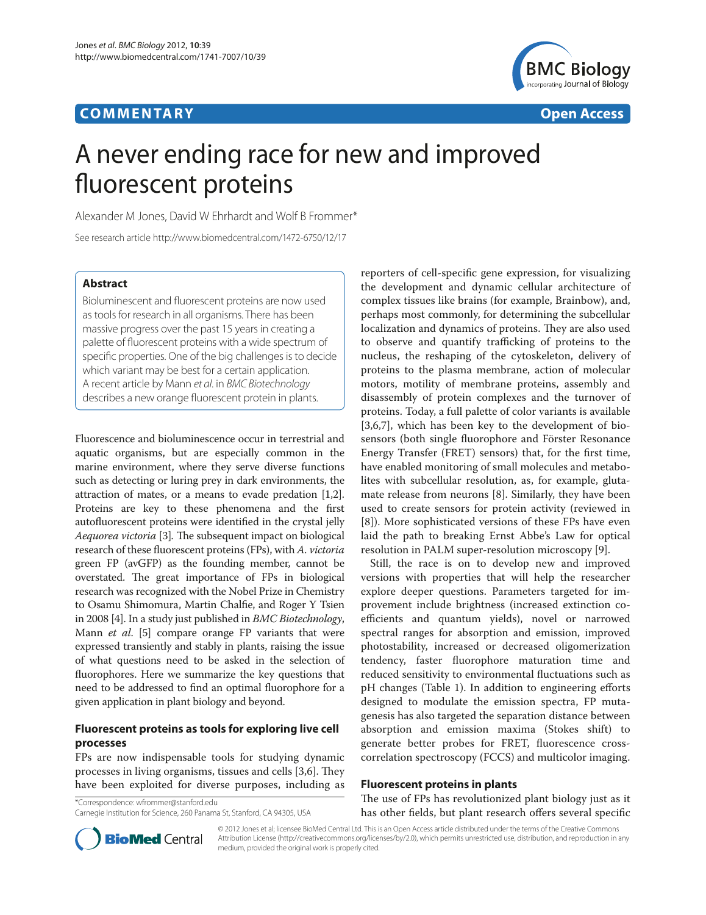**COMMENTARY** **Open Access**

# A never ending race for new and improved fluorescent proteins

Alexander M Jones, David W Ehrhardt and Wolf B Frommer*

See research article http://www.biomedcentral.com/1472-6750/12/17

## Abstract

Bioluminescent and fluorescent proteins are now used as tools for research in all organisms. There has been massive progress over the past 15 years in creating a palette of fluorescent proteins with a wide spectrum of specific properties. One of the big challenges is to decide which variant may be best for a certain application. A recent article by Mann *et al*. in *BMC Biotechnology* describes a new orange fluorescent protein in plants.

Fluorescence and bioluminescence occur in terrestrial and aquatic organisms, but are especially common in the marine environment, where they serve diverse functions such as detecting or luring prey in dark environments, the attraction of mates, or a means to evade predation [1,2]. Proteins are key to these phenomena and the first autofluorescent proteins were identified in the crystal jelly *Aequorea victoria* [3]. The subsequent impact on biological research of these fluorescent proteins (FPs), with *A. victoria* green FP (avGFP) as the founding member, cannot be overstated. The great importance of FPs in biological research was recognized with the Nobel Prize in Chemistry to Osamu Shimomura, Martin Chalfie, and Roger Y Tsien in 2008 [4]. In a study just published in *BMC Biotechnology*, Mann *et al*. [5] compare orange FP variants that were expressed transiently and stably in plants, raising the issue of what questions need to be asked in the selection of fluorophores. Here we summarize the key questions that need to be addressed to find an optimal fluorophore for a given application in plant biology and beyond.

## Fluorescent proteins as tools for exploring live cell processes

FPs are now indispensable tools for studying dynamic processes in living organisms, tissues and cells [3,6]. They have been exploited for diverse purposes, including as reporters of cell-specific gene expression, for visualizing the development and dynamic cellular architecture of complex tissues like brains (for example, Brainbow), and, perhaps most commonly, for determining the subcellular localization and dynamics of proteins. They are also used to observe and quantify trafficking of proteins to the nucleus, the reshaping of the cytoskeleton, delivery of proteins to the plasma membrane, action of molecular motors, motility of membrane proteins, assembly and disassembly of protein complexes and the turnover of proteins. Today, a full palette of color variants is available [3,6,7], which has been key to the development of biosensors (both single fluorophore and Förster Resonance Energy Transfer (FRET) sensors) that, for the first time, have enabled monitoring of small molecules and metabolites with subcellular resolution, as, for example, glutamate release from neurons [8]. Similarly, they have been used to create sensors for protein activity (reviewed in [8]). More sophisticated versions of these FPs have even laid the path to breaking Ernst Abbe's Law for optical resolution in PALM super-resolution microscopy [9].

Still, the race is on to develop new and improved versions with properties that will help the researcher explore deeper questions. Parameters targeted for improvement include brightness (increased extinction coefficients and quantum yields), novel or narrowed spectral ranges for absorption and emission, improved photostability, increased or decreased oligomerization tendency, faster fluorophore maturation time and reduced sensitivity to environmental fluctuations such as pH changes (Table 1). In addition to engineering efforts designed to modulate the emission spectra, FP mutagenesis has also targeted the separation distance between absorption and emission maxima (Stokes shift) to generate better probes for FRET, fluorescence cross-correlation spectroscopy (FCCS) and multicolor imaging.

## Fluorescent proteins in plants

The use of FPs has revolutionized plant biology just as it has other fields, but plant research offers several specific

*Correspondence: wfrommer@stanford.edu
Carnegie Institution for Science, 260 Panama St, Stanford, CA 94305, USA

© 2012 Jones et al; licensee BioMed Central Ltd. This is an Open Access article distributed under the terms of the Creative Commons Attribution License (http://creativecommons.org/licenses/by/2.0), which permits unrestricted use, distribution, and reproduction in any medium, provided the original work is properly cited.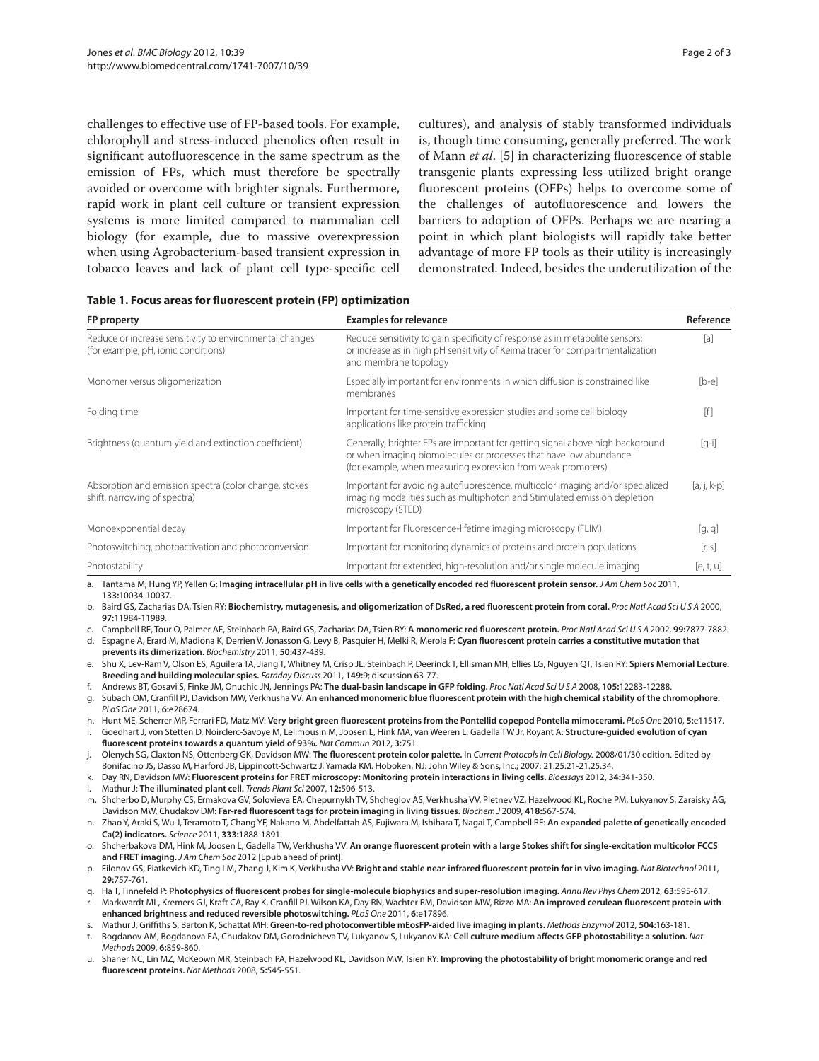challenges to effective use of FP-based tools. For example, chlorophyll and stress-induced phenolics often result in significant autofluorescence in the same spectrum as the emission of FPs, which must therefore be spectrally avoided or overcome with brighter signals. Furthermore, rapid work in plant cell culture or transient expression systems is more limited compared to mammalian cell biology (for example, due to massive overexpression when using Agrobacterium-based transient expression in tobacco leaves and lack of plant cell type-specific cell cultures), and analysis of stably transformed individuals is, though time consuming, generally preferred. The work of Mann *et al*. [5] in characterizing fluorescence of stable transgenic plants expressing less utilized bright orange fluorescent proteins (OFPs) helps to overcome some of the challenges of autofluorescence and lowers the barriers to adoption of OFPs. Perhaps we are nearing a point in which plant biologists will rapidly take better advantage of more FP tools as their utility is increasingly demonstrated. Indeed, besides the underutilization of the

**Table 1. Focus areas for fluorescent protein (FP) optimization**

| FP property | Examples for relevance | Reference |
|---|---|---|
| Reduce or increase sensitivity to environmental changes (for example, pH, ionic conditions) | Reduce sensitivity to gain specificity of response as in metabolite sensors; or increase as in high pH sensitivity of Keima tracer for compartmentalization and membrane topology | [a] |
| Monomer versus oligomerization | Especially important for environments in which diffusion is constrained like membranes | [b-e] |
| Folding time | Important for time-sensitive expression studies and some cell biology applications like protein trafficking | [f] |
| Brightness (quantum yield and extinction coefficient) | Generally, brighter FPs are important for getting signal above high background or when imaging biomolecules or processes that have low abundance (for example, when measuring expression from weak promoters) | [g-i] |
| Absorption and emission spectra (color change, stokes shift, narrowing of spectra) | Important for avoiding autofluorescence, multicolor imaging and/or specialized imaging modalities such as multiphoton and Stimulated emission depletion microscopy (STED) | [a, j, k-p] |
| Monoexponential decay | Important for Fluorescence-lifetime imaging microscopy (FLIM) | [g, q] |
| Photoswitching, photoactivation and photoconversion | Important for monitoring dynamics of proteins and protein populations | [r, s] |
| Photostability | Important for extended, high-resolution and/or single molecule imaging | [e, t, u] |

a. Tantama M, Hung YP, Yellen G: **Imaging intracellular pH in live cells with a genetically encoded red fluorescent protein sensor.** *J Am Chem Soc* 2011, **133:**10034-10037.

b. Baird GS, Zacharias DA, Tsien RY: **Biochemistry, mutagenesis, and oligomerization of DsRed, a red fluorescent protein from coral.** *Proc Natl Acad Sci U S A* 2000, **97:**11984-11989.

c. Campbell RE, Tour O, Palmer AE, Steinbach PA, Baird GS, Zacharias DA, Tsien RY: **A monomeric red fluorescent protein.** *Proc Natl Acad Sci U S A* 2002, **99:**7877-7882.

d. Espagne A, Erard M, Madiona K, Derrien V, Jonasson G, Levy B, Pasquier H, Melki R, Merola F: **Cyan fluorescent protein carries a constitutive mutation that prevents its dimerization.** *Biochemistry* 2011, **50:**437-439.

e. Shu X, Lev-Ram V, Olson ES, Aguilera TA, Jiang T, Whitney M, Crisp JL, Steinbach P, Deerinck T, Ellisman MH, Ellies LG, Nguyen QT, Tsien RY: **Spiers Memorial Lecture. Breeding and building molecular spies.** *Faraday Discuss* 2011, **149:**9; discussion 63-77.

f. Andrews BT, Gosavi S, Finke JM, Onuchic JN, Jennings PA: **The dual-basin landscape in GFP folding.** *Proc Natl Acad Sci U S A* 2008, **105:**12283-12288.

g. Subach OM, Cranfill PJ, Davidson MW, Verkhusha VV: **An enhanced monomeric blue fluorescent protein with the high chemical stability of the chromophore.** *PLoS One* 2011, **6:**e28674.

h. Hunt ME, Scherrer MP, Ferrari FD, Matz MV: **Very bright green fluorescent proteins from the Pontellid copepod Pontella mimocerami.** *PLoS One* 2010, **5:**e11517.

i. Goedhart J, von Stetten D, Noirclerc-Savoye M, Lelimousin M, Joosen L, Hink MA, van Weeren L, Gadella TW Jr, Royant A: **Structure-guided evolution of cyan fluorescent proteins towards a quantum yield of 93%.** *Nat Commun* 2012, **3:**751.

j. Olenych SG, Claxton NS, Ottenberg GK, Davidson MW: **The fluorescent protein color palette.** In *Current Protocols in Cell Biology.* 2008/01/30 edition. Edited by Bonifacino JS, Dasso M, Harford JB, Lippincott-Schwartz J, Yamada KM. Hoboken, NJ: John Wiley & Sons, Inc.; 2007: 21.25.21-21.25.34.

k. Day RN, Davidson MW: **Fluorescent proteins for FRET microscopy: Monitoring protein interactions in living cells.** *Bioessays* 2012, **34:**341-350.

l. Mathur J: **The illuminated plant cell.** *Trends Plant Sci* 2007, **12:**506-513.

m. Shcherbo D, Murphy CS, Ermakova GV, Solovieva EA, Chepurnykh TV, Shcheglov AS, Verkhusha VV, Pletnev VZ, Hazelwood KL, Roche PM, Lukyanov S, Zaraisky AG, Davidson MW, Chudakov DM: **Far-red fluorescent tags for protein imaging in living tissues.** *Biochem J* 2009, **418:**567-574.

n. Zhao Y, Araki S, Wu J, Teramoto T, Chang YF, Nakano M, Abdelfattah AS, Fujiwara M, Ishihara T, Nagai T, Campbell RE: **An expanded palette of genetically encoded Ca(2) indicators.** *Science* 2011, **333:**1888-1891.

o. Shcherbakova DM, Hink M, Joosen L, Gadella TW, Verkhusha VV: **An orange fluorescent protein with a large Stokes shift for single-excitation multicolor FCCS and FRET imaging.** *J Am Chem Soc* 2012 [Epub ahead of print].

p. Filonov GS, Piatkevich KD, Ting LM, Zhang J, Kim K, Verkhusha VV: **Bright and stable near-infrared fluorescent protein for in vivo imaging.** *Nat Biotechnol* 2011, **29:**757-761.

q. Ha T, Tinnefeld P: **Photophysics of fluorescent probes for single-molecule biophysics and super-resolution imaging.** *Annu Rev Phys Chem* 2012, **63:**595-617.

r. Markwardt ML, Kremers GJ, Kraft CA, Ray K, Cranfill PJ, Wilson KA, Day RN, Wachter RM, Davidson MW, Rizzo MA: **An improved cerulean fluorescent protein with enhanced brightness and reduced reversible photoswitching.** *PLoS One* 2011, **6:**e17896.

s. Mathur J, Griffiths S, Barton K, Schattat MH: **Green-to-red photoconvertible mEosFP-aided live imaging in plants.** *Methods Enzymol* 2012, **504:**163-181.

t. Bogdanov AM, Bogdanova EA, Chudakov DM, Gorodnicheva TV, Lukyanov S, Lukyanov KA: **Cell culture medium affects GFP photostability: a solution.** *Nat Methods* 2009, **6:**859-860.

u. Shaner NC, Lin MZ, McKeown MR, Steinbach PA, Hazelwood KL, Davidson MW, Tsien RY: **Improving the photostability of bright monomeric orange and red fluorescent proteins.** *Nat Methods* 2008, **5:**545-551.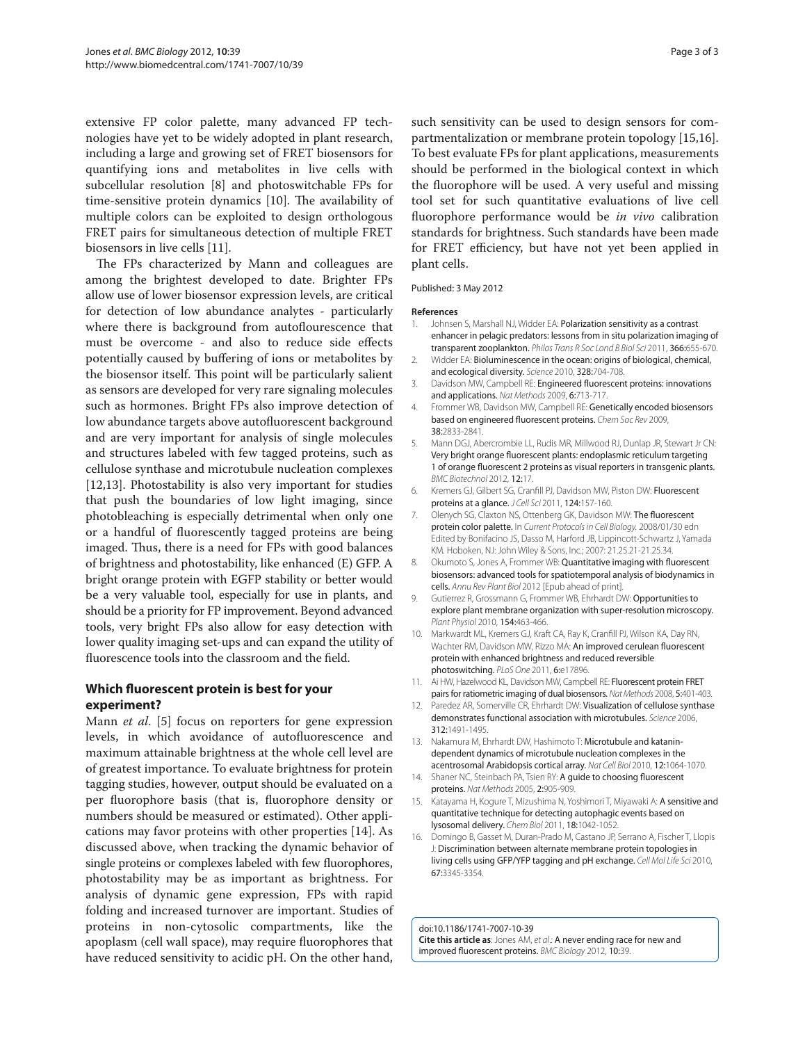extensive FP color palette, many advanced FP technologies have yet to be widely adopted in plant research, including a large and growing set of FRET biosensors for quantifying ions and metabolites in live cells with subcellular resolution [8] and photoswitchable FPs for time-sensitive protein dynamics [10]. The availability of multiple colors can be exploited to design orthologous FRET pairs for simultaneous detection of multiple FRET biosensors in live cells [11].

The FPs characterized by Mann and colleagues are among the brightest developed to date. Brighter FPs allow use of lower biosensor expression levels, are critical for detection of low abundance analytes - particularly where there is background from autoflourescence that must be overcome - and also to reduce side effects potentially caused by buffering of ions or metabolites by the biosensor itself. This point will be particularly salient as sensors are developed for very rare signaling molecules such as hormones. Bright FPs also improve detection of low abundance targets above autofluorescent background and are very important for analysis of single molecules and structures labeled with few tagged proteins, such as cellulose synthase and microtubule nucleation complexes [12,13]. Photostability is also very important for studies that push the boundaries of low light imaging, since photobleaching is especially detrimental when only one or a handful of fluorescently tagged proteins are being imaged. Thus, there is a need for FPs with good balances of brightness and photostability, like enhanced (E) GFP. A bright orange protein with EGFP stability or better would be a very valuable tool, especially for use in plants, and should be a priority for FP improvement. Beyond advanced tools, very bright FPs also allow for easy detection with lower quality imaging set-ups and can expand the utility of fluorescence tools into the classroom and the field.

## Which fluorescent protein is best for your experiment?

Mann *et al*. [5] focus on reporters for gene expression levels, in which avoidance of autofluorescence and maximum attainable brightness at the whole cell level are of greatest importance. To evaluate brightness for protein tagging studies, however, output should be evaluated on a per fluorophore basis (that is, fluorophore density or numbers should be measured or estimated). Other applications may favor proteins with other properties [14]. As discussed above, when tracking the dynamic behavior of single proteins or complexes labeled with few fluorophores, photostability may be as important as brightness. For analysis of dynamic gene expression, FPs with rapid folding and increased turnover are important. Studies of proteins in non-cytosolic compartments, like the apoplasm (cell wall space), may require fluorophores that have reduced sensitivity to acidic pH. On the other hand, such sensitivity can be used to design sensors for compartmentalization or membrane protein topology [15,16]. To best evaluate FPs for plant applications, measurements should be performed in the biological context in which the fluorophore will be used. A very useful and missing tool set for such quantitative evaluations of live cell fluorophore performance would be *in vivo* calibration standards for brightness. Such standards have been made for FRET efficiency, but have not yet been applied in plant cells.

Published: 3 May 2012

### References

1. Johnsen S, Marshall NJ, Widder EA: **Polarization sensitivity as a contrast enhancer in pelagic predators: lessons from in situ polarization imaging of transparent zooplankton.** *Philos Trans R Soc Lond B Biol Sci* 2011, **366:**655-670.
2. Widder EA: **Bioluminescence in the ocean: origins of biological, chemical, and ecological diversity.** *Science* 2010, **328:**704-708.
3. Davidson MW, Campbell RE: **Engineered fluorescent proteins: innovations and applications.** *Nat Methods* 2009, **6:**713-717.
4. Frommer WB, Davidson MW, Campbell RE: **Genetically encoded biosensors based on engineered fluorescent proteins.** *Chem Soc Rev* 2009, **38:**2833-2841.
5. Mann DGJ, Abercrombie LL, Rudis MR, Millwood RJ, Dunlap JR, Stewart Jr CN: **Very bright orange fluorescent plants: endoplasmic reticulum targeting 1 of orange fluorescent 2 proteins as visual reporters in transgenic plants.** *BMC Biotechnol* 2012, **12:**17.
6. Kremers GJ, Gilbert SG, Cranfill PJ, Davidson MW, Piston DW: **Fluorescent proteins at a glance.** *J Cell Sci* 2011, **124:**157-160.
7. Olenych SG, Claxton NS, Ottenberg GK, Davidson MW: **The fluorescent protein color palette.** In *Current Protocols in Cell Biology.* 2008/01/30 edn Edited by Bonifacino JS, Dasso M, Harford JB, Lippincott-Schwartz J, Yamada KM. Hoboken, NJ: John Wiley & Sons, Inc.; 2007: 21.25.21-21.25.34.
8. Okumoto S, Jones A, Frommer WB: **Quantitative imaging with fluorescent biosensors: advanced tools for spatiotemporal analysis of biodynamics in cells.** *Annu Rev Plant Biol* 2012 [Epub ahead of print].
9. Gutierrez R, Grossmann G, Frommer WB, Ehrhardt DW: **Opportunities to explore plant membrane organization with super-resolution microscopy.** *Plant Physiol* 2010, **154:**463-466.
10. Markwardt ML, Kremers GJ, Kraft CA, Ray K, Cranfill PJ, Wilson KA, Day RN, Wachter RM, Davidson MW, Rizzo MA: **An improved cerulean fluorescent protein with enhanced brightness and reduced reversible photoswitching.** *PLoS One* 2011, **6:**e17896.
11. Ai HW, Hazelwood KL, Davidson MW, Campbell RE: **Fluorescent protein FRET pairs for ratiometric imaging of dual biosensors.** *Nat Methods* 2008, **5:**401-403.
12. Paredez AR, Somerville CR, Ehrhardt DW: **Visualization of cellulose synthase demonstrates functional association with microtubules.** *Science* 2006, **312:**1491-1495.
13. Nakamura M, Ehrhardt DW, Hashimoto T: **Microtubule and katanin-dependent dynamics of microtubule nucleation complexes in the acentrosomal Arabidopsis cortical array.** *Nat Cell Biol* 2010, **12:**1064-1070.
14. Shaner NC, Steinbach PA, Tsien RY: **A guide to choosing fluorescent proteins.** *Nat Methods* 2005, **2:**905-909.
15. Katayama H, Kogure T, Mizushima N, Yoshimori T, Miyawaki A: **A sensitive and quantitative technique for detecting autophagic events based on lysosomal delivery.** *Chem Biol* 2011, **18:**1042-1052.
16. Domingo B, Gasset M, Duran-Prado M, Castano JP, Serrano A, Fischer T, Llopis J: **Discrimination between alternate membrane protein topologies in living cells using GFP/YFP tagging and pH exchange.** *Cell Mol Life Sci* 2010, **67:**3345-3354.

doi:10.1186/1741-7007-10-39
**Cite this article as**: Jones AM, *et al*.: A never ending race for new and improved fluorescent proteins. *BMC Biology* 2012, **10:**39.